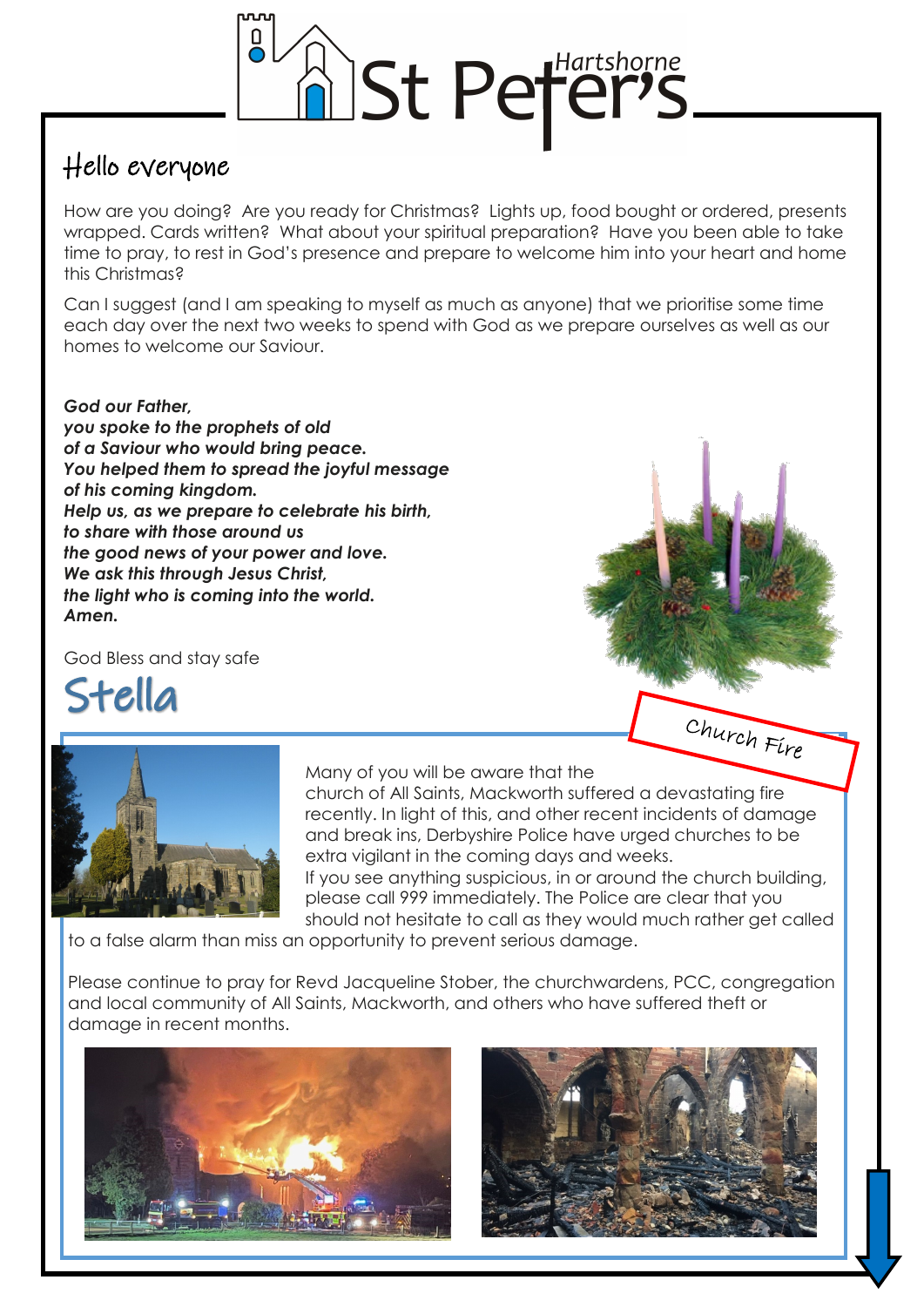# St Peter's Hartshorne

## Hello everyone

How are you doing? Are you ready for Christmas? Lights up, food bought or ordered, presents wrapped. Cards written? What about your spiritual preparation? Have you been able to take time to pray, to rest in God's presence and prepare to welcome him into your heart and home this Christmas?

Can I suggest (and I am speaking to myself as much as anyone) that we prioritise some time each day over the next two weeks to spend with God as we prepare ourselves as well as our homes to welcome our Saviour.

***God our Father,***
***you spoke to the prophets of old***
***of a Saviour who would bring peace.***
***You helped them to spread the joyful message***
***of his coming kingdom.***
***Help us, as we prepare to celebrate his birth,***
***to share with those around us***
***the good news of your power and love.***
***We ask this through Jesus Christ,***
***the light who is coming into the world.***
***Amen.***

God Bless and stay safe

Stella

## Church Fire

Many of you will be aware that the church of All Saints, Mackworth suffered a devastating fire recently. In light of this, and other recent incidents of damage and break ins, Derbyshire Police have urged churches to be extra vigilant in the coming days and weeks.

If you see anything suspicious, in or around the church building, please call 999 immediately. The Police are clear that you should not hesitate to call as they would much rather get called to a false alarm than miss an opportunity to prevent serious damage.

Please continue to pray for Revd Jacqueline Stober, the churchwardens, PCC, congregation and local community of All Saints, Mackworth, and others who have suffered theft or damage in recent months.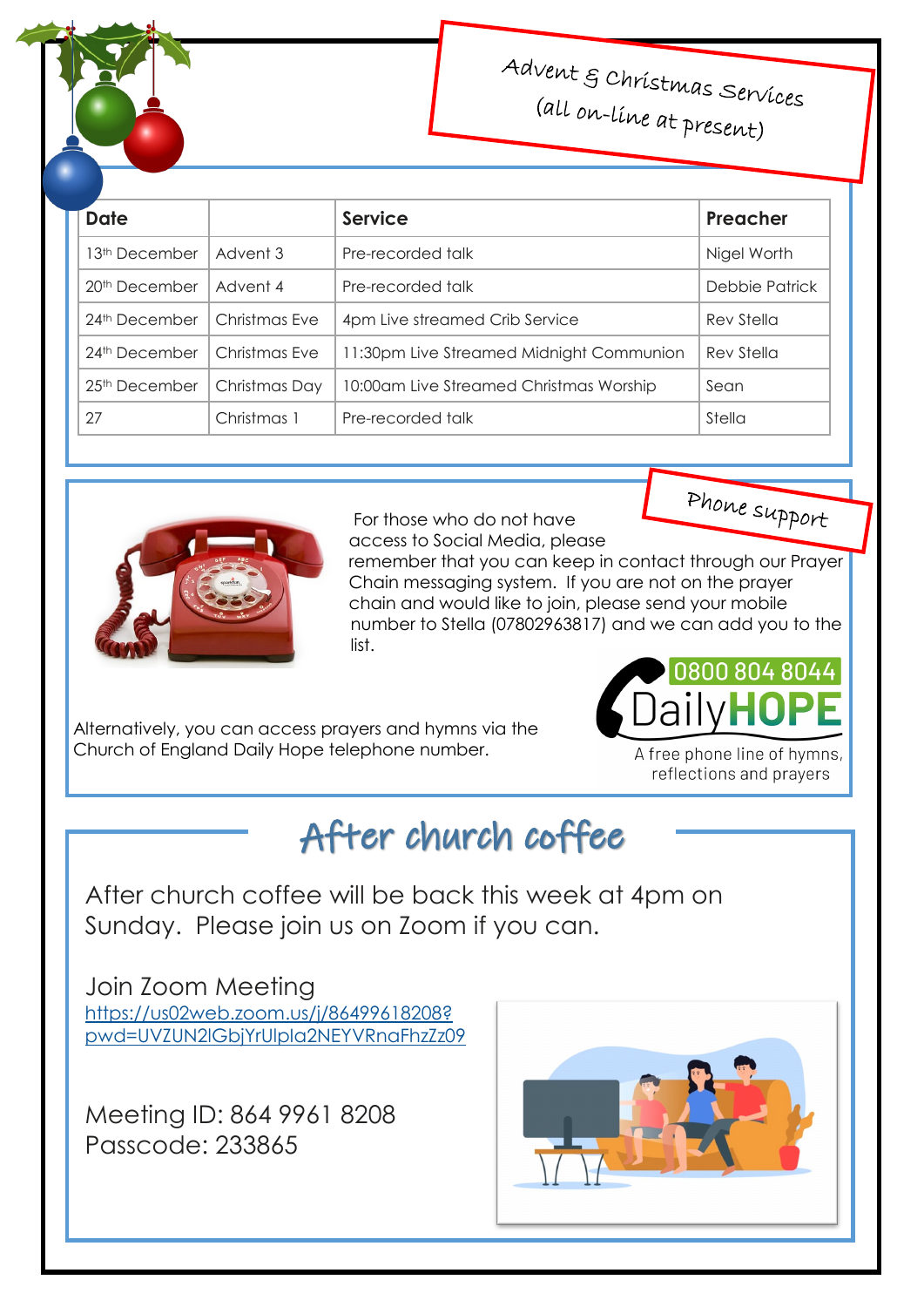## Advent & Christmas Services (all on-line at present)

| Date | | Service | Preacher |
| --- | --- | --- | --- |
| 13th December | Advent 3 | Pre-recorded talk | Nigel Worth |
| 20th December | Advent 4 | Pre-recorded talk | Debbie Patrick |
| 24th December | Christmas Eve | 4pm Live streamed Crib Service | Rev Stella |
| 24th December | Christmas Eve | 11:30pm Live Streamed Midnight Communion | Rev Stella |
| 25th December | Christmas Day | 10:00am Live Streamed Christmas Worship | Sean |
| 27 | Christmas 1 | Pre-recorded talk | Stella |

## Phone support

For those who do not have access to Social Media, please remember that you can keep in contact through our Prayer Chain messaging system. If you are not on the prayer chain and would like to join, please send your mobile number to Stella (07802963817) and we can add you to the list.

Alternatively, you can access prayers and hymns via the Church of England Daily Hope telephone number.

0800 804 8044
DailyHOPE
A free phone line of hymns, reflections and prayers

## After church coffee

After church coffee will be back this week at 4pm on Sunday. Please join us on Zoom if you can.

Join Zoom Meeting
https://us02web.zoom.us/j/86499618208?pwd=UVZUN2lGbjYrUlpla2NEYVRnaFhzZz09

Meeting ID: 864 9961 8208
Passcode: 233865